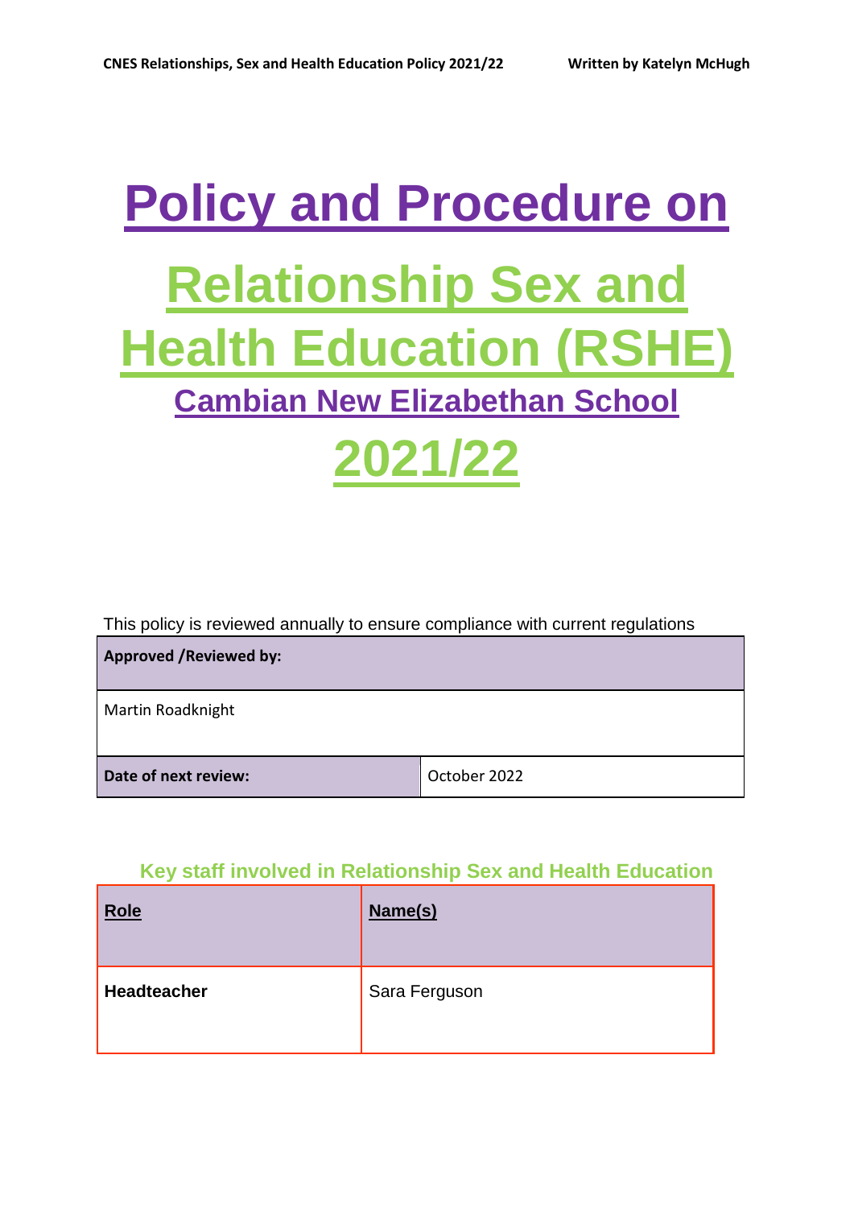# Policy and Procedure on

# Relationship Sex and Health Education (RSHE)

## Cambian New Elizabethan School

# 2021/22

This policy is reviewed annually to ensure compliance with current regulations

| **Approved /Reviewed by:** | |
|---|---|
| Martin Roadknight | |
| **Date of next review:** | October 2022 |

### Key staff involved in Relationship Sex and Health Education

| **Role** | **Name(s)** |
|---|---|
| **Headteacher** | Sara Ferguson |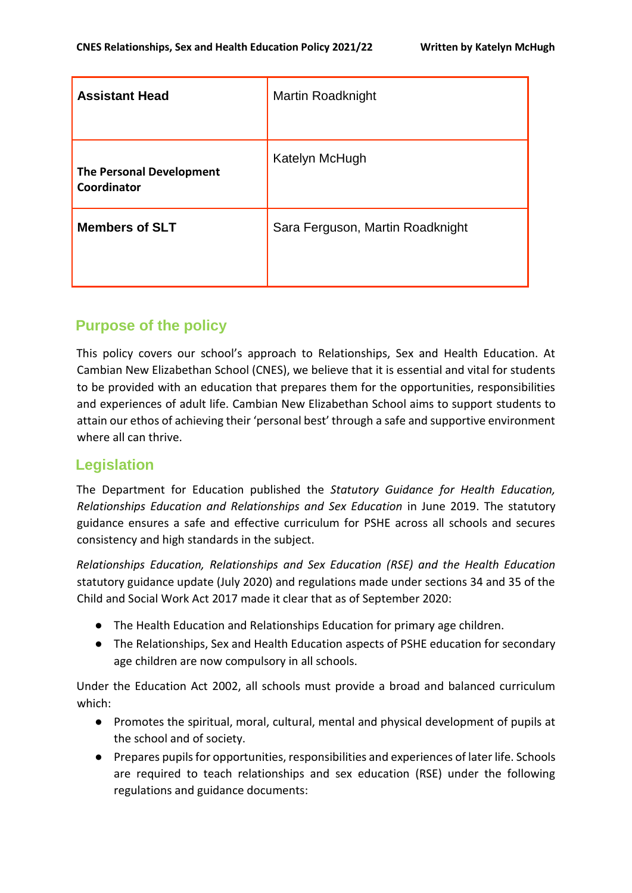| Assistant Head | Martin Roadknight |
|---|---|
| **The Personal Development Coordinator** | Katelyn McHugh |
| **Members of SLT** | Sara Ferguson, Martin Roadknight |

## Purpose of the policy

This policy covers our school's approach to Relationships, Sex and Health Education. At Cambian New Elizabethan School (CNES), we believe that it is essential and vital for students to be provided with an education that prepares them for the opportunities, responsibilities and experiences of adult life. Cambian New Elizabethan School aims to support students to attain our ethos of achieving their 'personal best' through a safe and supportive environment where all can thrive.

## Legislation

The Department for Education published the *Statutory Guidance for Health Education, Relationships Education and Relationships and Sex Education* in June 2019. The statutory guidance ensures a safe and effective curriculum for PSHE across all schools and secures consistency and high standards in the subject.

*Relationships Education, Relationships and Sex Education (RSE) and the Health Education* statutory guidance update (July 2020) and regulations made under sections 34 and 35 of the Child and Social Work Act 2017 made it clear that as of September 2020:

- The Health Education and Relationships Education for primary age children.
- The Relationships, Sex and Health Education aspects of PSHE education for secondary age children are now compulsory in all schools.

Under the Education Act 2002, all schools must provide a broad and balanced curriculum which:

- Promotes the spiritual, moral, cultural, mental and physical development of pupils at the school and of society.
- Prepares pupils for opportunities, responsibilities and experiences of later life. Schools are required to teach relationships and sex education (RSE) under the following regulations and guidance documents: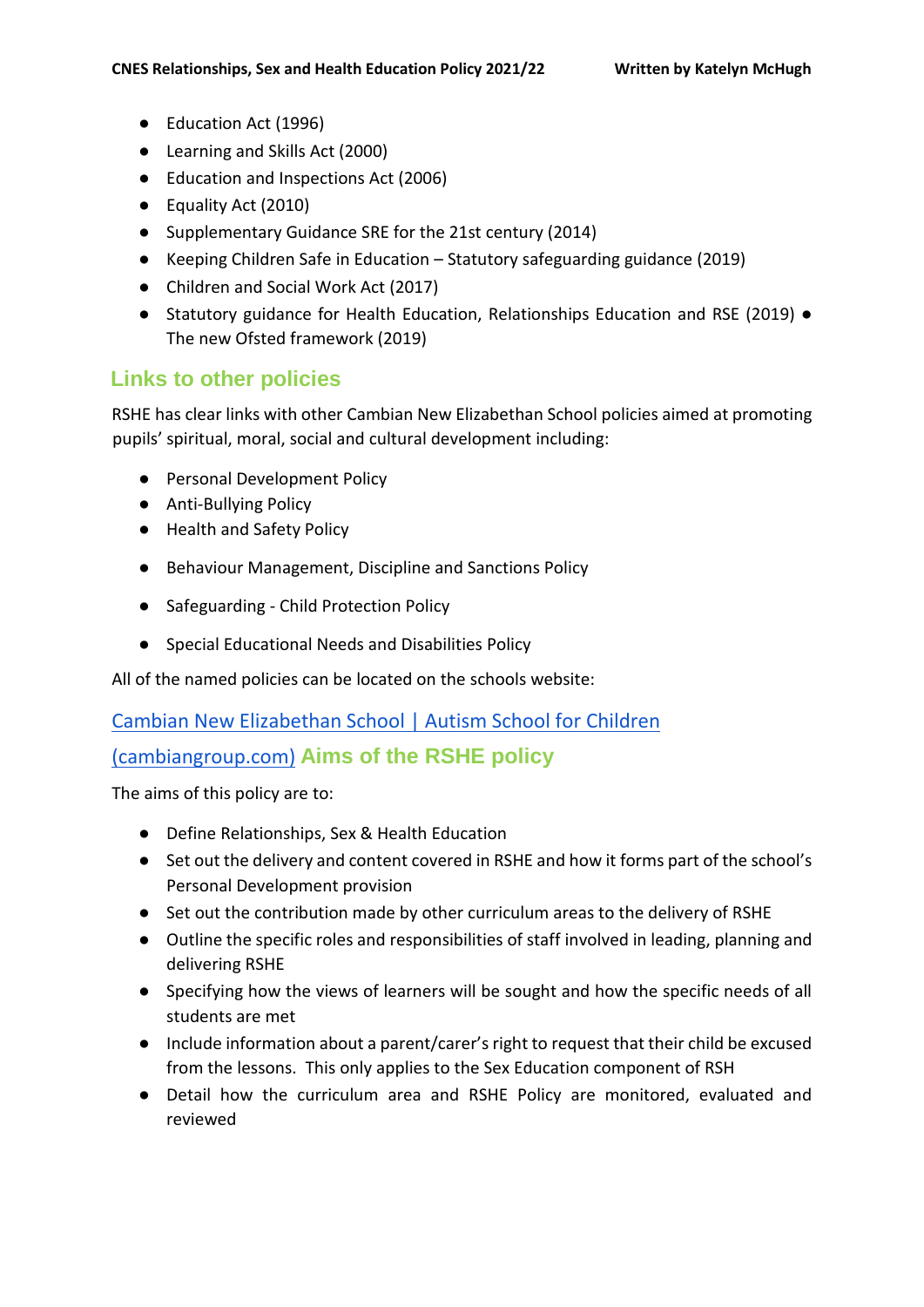- Education Act (1996)
- Learning and Skills Act (2000)
- Education and Inspections Act (2006)
- Equality Act (2010)
- Supplementary Guidance SRE for the 21st century (2014)
- Keeping Children Safe in Education – Statutory safeguarding guidance (2019)
- Children and Social Work Act (2017)
- Statutory guidance for Health Education, Relationships Education and RSE (2019) ● The new Ofsted framework (2019)

## Links to other policies

RSHE has clear links with other Cambian New Elizabethan School policies aimed at promoting pupils' spiritual, moral, social and cultural development including:

- Personal Development Policy
- Anti-Bullying Policy
- Health and Safety Policy
- Behaviour Management, Discipline and Sanctions Policy
- Safeguarding - Child Protection Policy
- Special Educational Needs and Disabilities Policy

All of the named policies can be located on the schools website:

[Cambian New Elizabethan School | Autism School for Children (cambiangroup.com)]

## Aims of the RSHE policy

The aims of this policy are to:

- Define Relationships, Sex & Health Education
- Set out the delivery and content covered in RSHE and how it forms part of the school's Personal Development provision
- Set out the contribution made by other curriculum areas to the delivery of RSHE
- Outline the specific roles and responsibilities of staff involved in leading, planning and delivering RSHE
- Specifying how the views of learners will be sought and how the specific needs of all students are met
- Include information about a parent/carer's right to request that their child be excused from the lessons. This only applies to the Sex Education component of RSH
- Detail how the curriculum area and RSHE Policy are monitored, evaluated and reviewed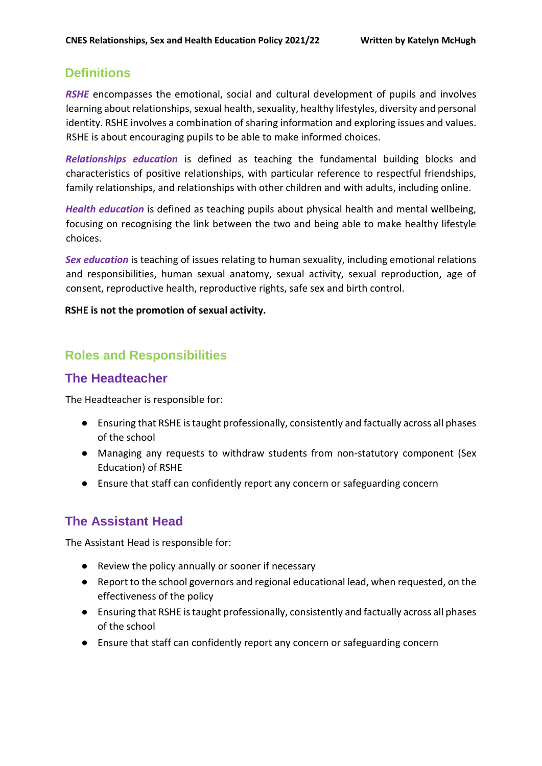## Definitions

***RSHE*** encompasses the emotional, social and cultural development of pupils and involves learning about relationships, sexual health, sexuality, healthy lifestyles, diversity and personal identity. RSHE involves a combination of sharing information and exploring issues and values. RSHE is about encouraging pupils to be able to make informed choices.

***Relationships education*** is defined as teaching the fundamental building blocks and characteristics of positive relationships, with particular reference to respectful friendships, family relationships, and relationships with other children and with adults, including online.

***Health education*** is defined as teaching pupils about physical health and mental wellbeing, focusing on recognising the link between the two and being able to make healthy lifestyle choices.

***Sex education*** is teaching of issues relating to human sexuality, including emotional relations and responsibilities, human sexual anatomy, sexual activity, sexual reproduction, age of consent, reproductive health, reproductive rights, safe sex and birth control.

**RSHE is not the promotion of sexual activity.**

## Roles and Responsibilities

### The Headteacher

The Headteacher is responsible for:

- Ensuring that RSHE is taught professionally, consistently and factually across all phases of the school
- Managing any requests to withdraw students from non-statutory component (Sex Education) of RSHE
- Ensure that staff can confidently report any concern or safeguarding concern

### The Assistant Head

The Assistant Head is responsible for:

- Review the policy annually or sooner if necessary
- Report to the school governors and regional educational lead, when requested, on the effectiveness of the policy
- Ensuring that RSHE is taught professionally, consistently and factually across all phases of the school
- Ensure that staff can confidently report any concern or safeguarding concern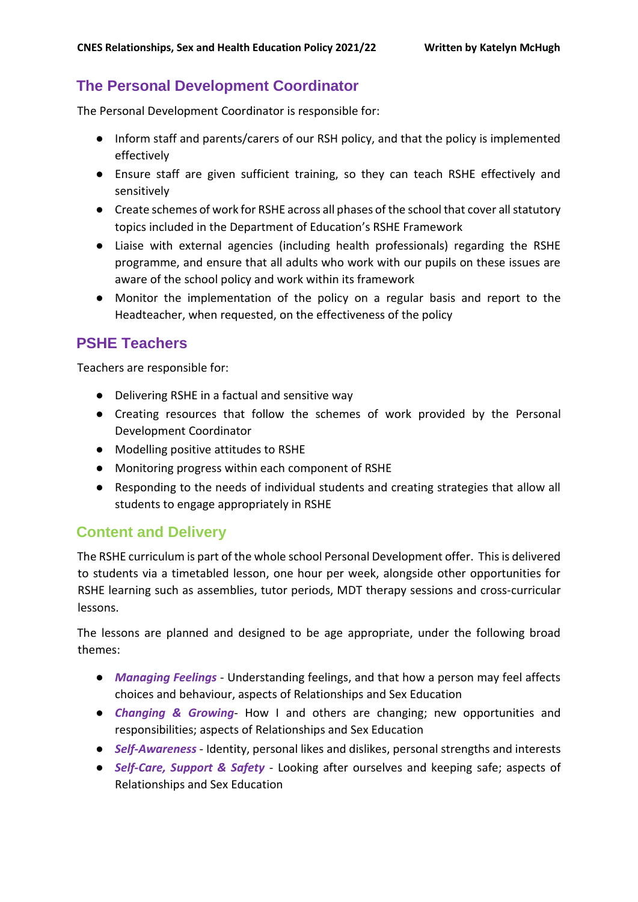## The Personal Development Coordinator

The Personal Development Coordinator is responsible for:

- Inform staff and parents/carers of our RSH policy, and that the policy is implemented effectively
- Ensure staff are given sufficient training, so they can teach RSHE effectively and sensitively
- Create schemes of work for RSHE across all phases of the school that cover all statutory topics included in the Department of Education's RSHE Framework
- Liaise with external agencies (including health professionals) regarding the RSHE programme, and ensure that all adults who work with our pupils on these issues are aware of the school policy and work within its framework
- Monitor the implementation of the policy on a regular basis and report to the Headteacher, when requested, on the effectiveness of the policy

## PSHE Teachers

Teachers are responsible for:

- Delivering RSHE in a factual and sensitive way
- Creating resources that follow the schemes of work provided by the Personal Development Coordinator
- Modelling positive attitudes to RSHE
- Monitoring progress within each component of RSHE
- Responding to the needs of individual students and creating strategies that allow all students to engage appropriately in RSHE

## Content and Delivery

The RSHE curriculum is part of the whole school Personal Development offer. This is delivered to students via a timetabled lesson, one hour per week, alongside other opportunities for RSHE learning such as assemblies, tutor periods, MDT therapy sessions and cross-curricular lessons.

The lessons are planned and designed to be age appropriate, under the following broad themes:

- ***Managing Feelings*** - Understanding feelings, and that how a person may feel affects choices and behaviour, aspects of Relationships and Sex Education
- ***Changing & Growing***- How I and others are changing; new opportunities and responsibilities; aspects of Relationships and Sex Education
- ***Self-Awareness*** - Identity, personal likes and dislikes, personal strengths and interests
- ***Self-Care, Support & Safety*** - Looking after ourselves and keeping safe; aspects of Relationships and Sex Education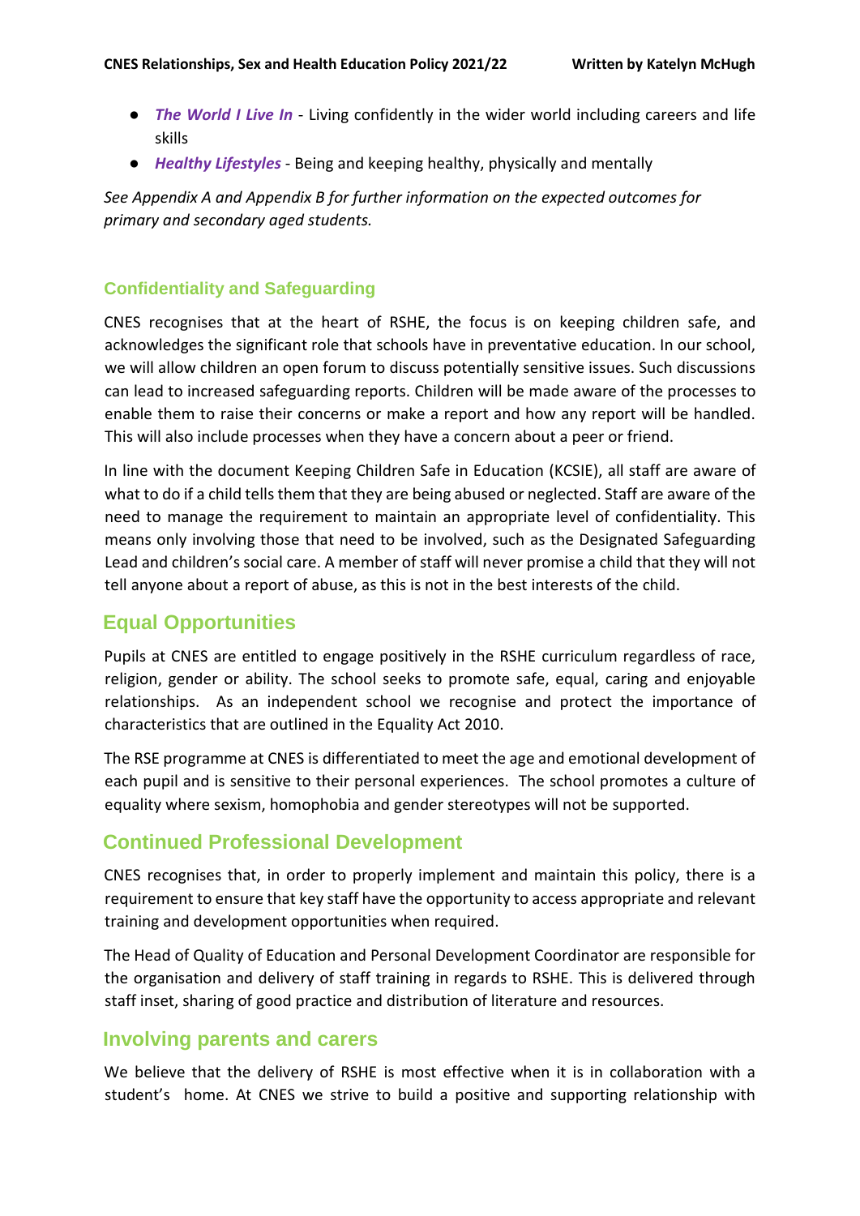- ***The World I Live In*** - Living confidently in the wider world including careers and life skills
- ***Healthy Lifestyles*** - Being and keeping healthy, physically and mentally

*See Appendix A and Appendix B for further information on the expected outcomes for primary and secondary aged students.*

### Confidentiality and Safeguarding

CNES recognises that at the heart of RSHE, the focus is on keeping children safe, and acknowledges the significant role that schools have in preventative education. In our school, we will allow children an open forum to discuss potentially sensitive issues. Such discussions can lead to increased safeguarding reports. Children will be made aware of the processes to enable them to raise their concerns or make a report and how any report will be handled. This will also include processes when they have a concern about a peer or friend.

In line with the document Keeping Children Safe in Education (KCSIE), all staff are aware of what to do if a child tells them that they are being abused or neglected. Staff are aware of the need to manage the requirement to maintain an appropriate level of confidentiality. This means only involving those that need to be involved, such as the Designated Safeguarding Lead and children's social care. A member of staff will never promise a child that they will not tell anyone about a report of abuse, as this is not in the best interests of the child.

## Equal Opportunities

Pupils at CNES are entitled to engage positively in the RSHE curriculum regardless of race, religion, gender or ability. The school seeks to promote safe, equal, caring and enjoyable relationships. As an independent school we recognise and protect the importance of characteristics that are outlined in the Equality Act 2010.

The RSE programme at CNES is differentiated to meet the age and emotional development of each pupil and is sensitive to their personal experiences. The school promotes a culture of equality where sexism, homophobia and gender stereotypes will not be supported.

## Continued Professional Development

CNES recognises that, in order to properly implement and maintain this policy, there is a requirement to ensure that key staff have the opportunity to access appropriate and relevant training and development opportunities when required.

The Head of Quality of Education and Personal Development Coordinator are responsible for the organisation and delivery of staff training in regards to RSHE. This is delivered through staff inset, sharing of good practice and distribution of literature and resources.

## Involving parents and carers

We believe that the delivery of RSHE is most effective when it is in collaboration with a student's home. At CNES we strive to build a positive and supporting relationship with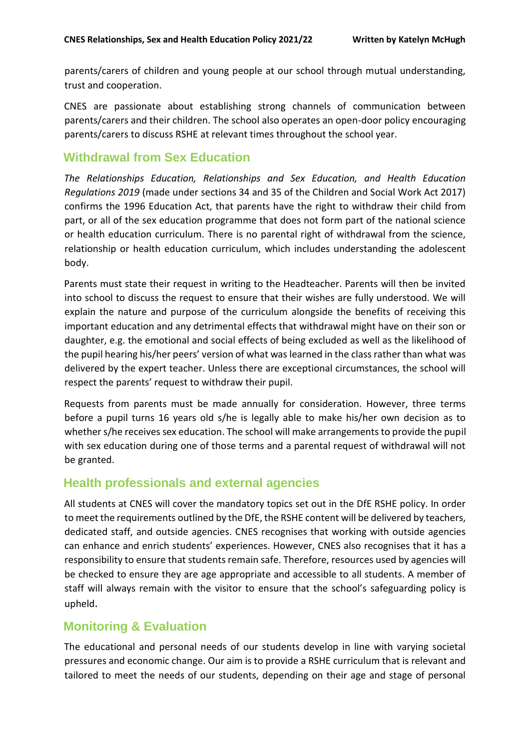parents/carers of children and young people at our school through mutual understanding, trust and cooperation.

CNES are passionate about establishing strong channels of communication between parents/carers and their children. The school also operates an open-door policy encouraging parents/carers to discuss RSHE at relevant times throughout the school year.

## Withdrawal from Sex Education

*The Relationships Education, Relationships and Sex Education, and Health Education Regulations 2019* (made under sections 34 and 35 of the Children and Social Work Act 2017) confirms the 1996 Education Act, that parents have the right to withdraw their child from part, or all of the sex education programme that does not form part of the national science or health education curriculum. There is no parental right of withdrawal from the science, relationship or health education curriculum, which includes understanding the adolescent body.

Parents must state their request in writing to the Headteacher. Parents will then be invited into school to discuss the request to ensure that their wishes are fully understood. We will explain the nature and purpose of the curriculum alongside the benefits of receiving this important education and any detrimental effects that withdrawal might have on their son or daughter, e.g. the emotional and social effects of being excluded as well as the likelihood of the pupil hearing his/her peers' version of what was learned in the class rather than what was delivered by the expert teacher. Unless there are exceptional circumstances, the school will respect the parents' request to withdraw their pupil.

Requests from parents must be made annually for consideration. However, three terms before a pupil turns 16 years old s/he is legally able to make his/her own decision as to whether s/he receives sex education. The school will make arrangements to provide the pupil with sex education during one of those terms and a parental request of withdrawal will not be granted.

## Health professionals and external agencies

All students at CNES will cover the mandatory topics set out in the DfE RSHE policy. In order to meet the requirements outlined by the DfE, the RSHE content will be delivered by teachers, dedicated staff, and outside agencies. CNES recognises that working with outside agencies can enhance and enrich students' experiences. However, CNES also recognises that it has a responsibility to ensure that students remain safe. Therefore, resources used by agencies will be checked to ensure they are age appropriate and accessible to all students. A member of staff will always remain with the visitor to ensure that the school's safeguarding policy is upheld.

## Monitoring & Evaluation

The educational and personal needs of our students develop in line with varying societal pressures and economic change. Our aim is to provide a RSHE curriculum that is relevant and tailored to meet the needs of our students, depending on their age and stage of personal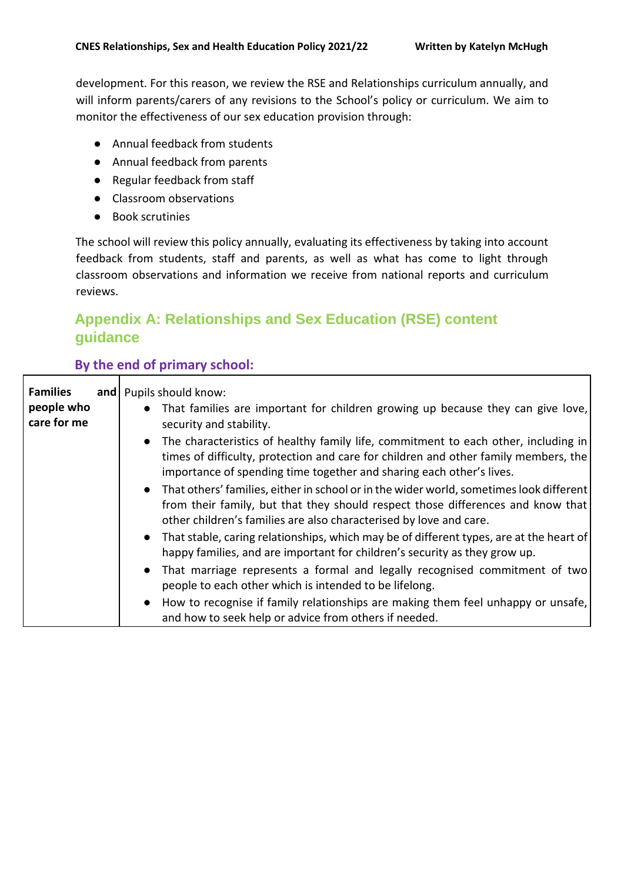development. For this reason, we review the RSE and Relationships curriculum annually, and will inform parents/carers of any revisions to the School's policy or curriculum. We aim to monitor the effectiveness of our sex education provision through:

- Annual feedback from students
- Annual feedback from parents
- Regular feedback from staff
- Classroom observations
- Book scrutinies

The school will review this policy annually, evaluating its effectiveness by taking into account feedback from students, staff and parents, as well as what has come to light through classroom observations and information we receive from national reports and curriculum reviews.

## Appendix A: Relationships and Sex Education (RSE) content guidance

### By the end of primary school:

| | |
|---|---|
| **Families and people who care for me** | Pupils should know:<br>• That families are important for children growing up because they can give love, security and stability.<br>• The characteristics of healthy family life, commitment to each other, including in times of difficulty, protection and care for children and other family members, the importance of spending time together and sharing each other's lives.<br>• That others' families, either in school or in the wider world, sometimes look different from their family, but that they should respect those differences and know that other children's families are also characterised by love and care.<br>• That stable, caring relationships, which may be of different types, are at the heart of happy families, and are important for children's security as they grow up.<br>• That marriage represents a formal and legally recognised commitment of two people to each other which is intended to be lifelong.<br>• How to recognise if family relationships are making them feel unhappy or unsafe, and how to seek help or advice from others if needed. |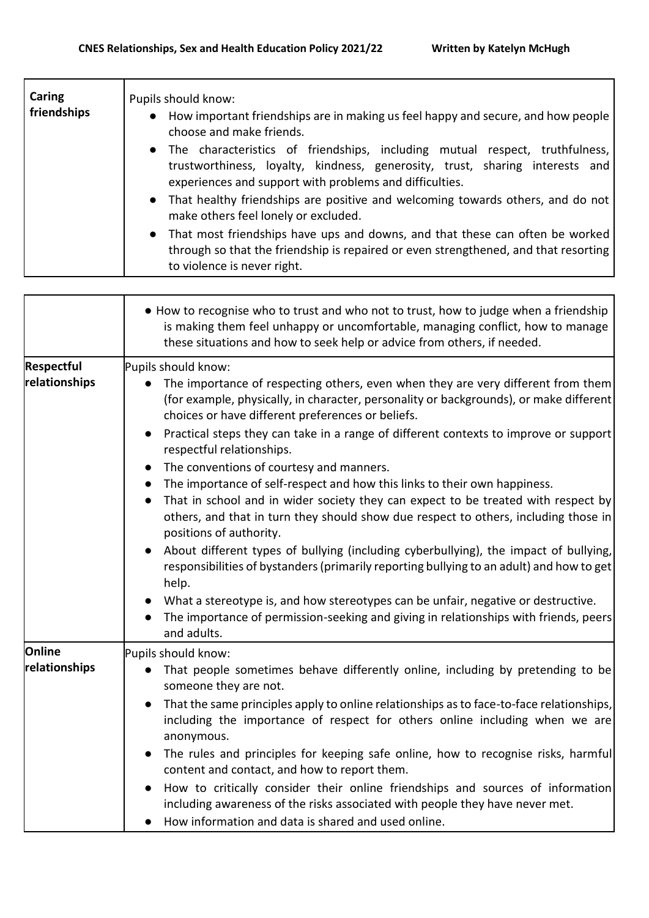| Caring friendships | Pupils should know:<br>● How important friendships are in making us feel happy and secure, and how people choose and make friends.<br>● The characteristics of friendships, including mutual respect, truthfulness, trustworthiness, loyalty, kindness, generosity, trust, sharing interests and experiences and support with problems and difficulties.<br>● That healthy friendships are positive and welcoming towards others, and do not make others feel lonely or excluded.<br>● That most friendships have ups and downs, and that these can often be worked through so that the friendship is repaired or even strengthened, and that resorting to violence is never right.<br>● How to recognise who to trust and who not to trust, how to judge when a friendship is making them feel unhappy or uncomfortable, managing conflict, how to manage these situations and how to seek help or advice from others, if needed. |
|---|---|
| Respectful relationships | Pupils should know:<br>● The importance of respecting others, even when they are very different from them (for example, physically, in character, personality or backgrounds), or make different choices or have different preferences or beliefs.<br>● Practical steps they can take in a range of different contexts to improve or support respectful relationships.<br>● The conventions of courtesy and manners.<br>● The importance of self-respect and how this links to their own happiness.<br>● That in school and in wider society they can expect to be treated with respect by others, and that in turn they should show due respect to others, including those in positions of authority.<br>● About different types of bullying (including cyberbullying), the impact of bullying, responsibilities of bystanders (primarily reporting bullying to an adult) and how to get help.<br>● What a stereotype is, and how stereotypes can be unfair, negative or destructive.<br>● The importance of permission-seeking and giving in relationships with friends, peers and adults. |
| Online relationships | Pupils should know:<br>● That people sometimes behave differently online, including by pretending to be someone they are not.<br>● That the same principles apply to online relationships as to face-to-face relationships, including the importance of respect for others online including when we are anonymous.<br>● The rules and principles for keeping safe online, how to recognise risks, harmful content and contact, and how to report them.<br>● How to critically consider their online friendships and sources of information including awareness of the risks associated with people they have never met.<br>● How information and data is shared and used online. |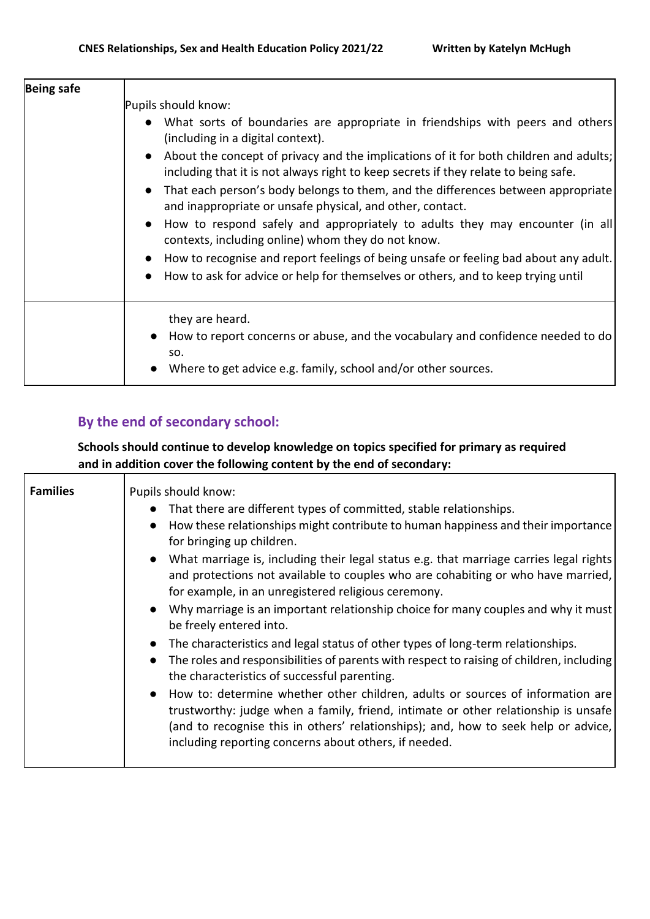| Being safe | Pupils should know:<br>● What sorts of boundaries are appropriate in friendships with peers and others (including in a digital context).<br>● About the concept of privacy and the implications of it for both children and adults; including that it is not always right to keep secrets if they relate to being safe.<br>● That each person's body belongs to them, and the differences between appropriate and inappropriate or unsafe physical, and other, contact.<br>● How to respond safely and appropriately to adults they may encounter (in all contexts, including online) whom they do not know.<br>● How to recognise and report feelings of being unsafe or feeling bad about any adult.<br>● How to ask for advice or help for themselves or others, and to keep trying until they are heard.<br>● How to report concerns or abuse, and the vocabulary and confidence needed to do so.<br>● Where to get advice e.g. family, school and/or other sources. |
|---|---|

## By the end of secondary school:

**Schools should continue to develop knowledge on topics specified for primary as required and in addition cover the following content by the end of secondary:**

| Families | Pupils should know:<br>● That there are different types of committed, stable relationships.<br>● How these relationships might contribute to human happiness and their importance for bringing up children.<br>● What marriage is, including their legal status e.g. that marriage carries legal rights and protections not available to couples who are cohabiting or who have married, for example, in an unregistered religious ceremony.<br>● Why marriage is an important relationship choice for many couples and why it must be freely entered into.<br>● The characteristics and legal status of other types of long-term relationships.<br>● The roles and responsibilities of parents with respect to raising of children, including the characteristics of successful parenting.<br>● How to: determine whether other children, adults or sources of information are trustworthy: judge when a family, friend, intimate or other relationship is unsafe (and to recognise this in others' relationships); and, how to seek help or advice, including reporting concerns about others, if needed. |
|---|---|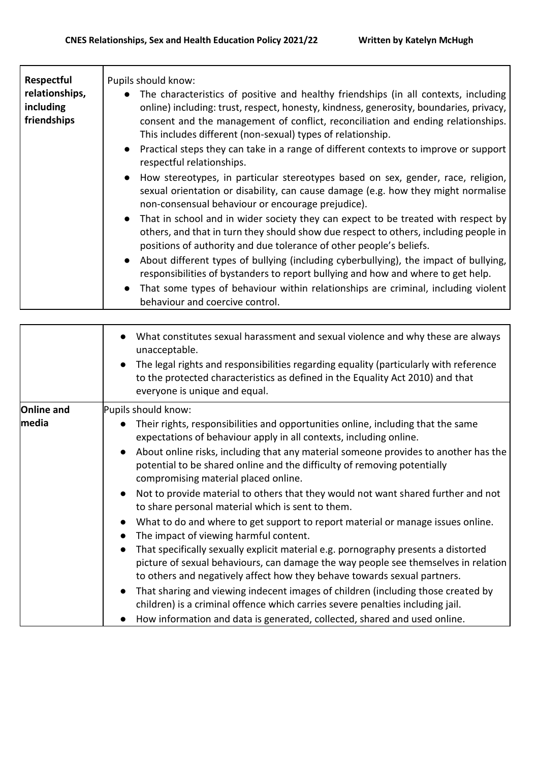| | |
|---|---|
| **Respectful relationships, including friendships** | Pupils should know:<br>● The characteristics of positive and healthy friendships (in all contexts, including online) including: trust, respect, honesty, kindness, generosity, boundaries, privacy, consent and the management of conflict, reconciliation and ending relationships. This includes different (non-sexual) types of relationship.<br>● Practical steps they can take in a range of different contexts to improve or support respectful relationships.<br>● How stereotypes, in particular stereotypes based on sex, gender, race, religion, sexual orientation or disability, can cause damage (e.g. how they might normalise non-consensual behaviour or encourage prejudice).<br>● That in school and in wider society they can expect to be treated with respect by others, and that in turn they should show due respect to others, including people in positions of authority and due tolerance of other people's beliefs.<br>● About different types of bullying (including cyberbullying), the impact of bullying, responsibilities of bystanders to report bullying and how and where to get help.<br>● That some types of behaviour within relationships are criminal, including violent behaviour and coercive control.<br>● What constitutes sexual harassment and sexual violence and why these are always unacceptable.<br>● The legal rights and responsibilities regarding equality (particularly with reference to the protected characteristics as defined in the Equality Act 2010) and that everyone is unique and equal. |
| **Online and media** | Pupils should know:<br>● Their rights, responsibilities and opportunities online, including that the same expectations of behaviour apply in all contexts, including online.<br>● About online risks, including that any material someone provides to another has the potential to be shared online and the difficulty of removing potentially compromising material placed online.<br>● Not to provide material to others that they would not want shared further and not to share personal material which is sent to them.<br>● What to do and where to get support to report material or manage issues online.<br>● The impact of viewing harmful content.<br>● That specifically sexually explicit material e.g. pornography presents a distorted picture of sexual behaviours, can damage the way people see themselves in relation to others and negatively affect how they behave towards sexual partners.<br>● That sharing and viewing indecent images of children (including those created by children) is a criminal offence which carries severe penalties including jail.<br>● How information and data is generated, collected, shared and used online. |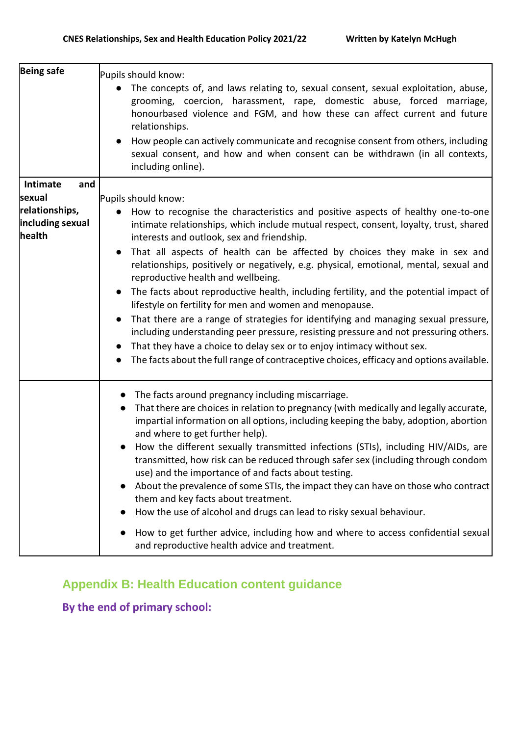| Being safe | Pupils should know:<br>● The concepts of, and laws relating to, sexual consent, sexual exploitation, abuse, grooming, coercion, harassment, rape, domestic abuse, forced marriage, honourbased violence and FGM, and how these can affect current and future relationships.<br>● How people can actively communicate and recognise consent from others, including sexual consent, and how and when consent can be withdrawn (in all contexts, including online). |
| --- | --- |
| **Intimate and sexual relationships, including sexual health** | Pupils should know:<br>● How to recognise the characteristics and positive aspects of healthy one-to-one intimate relationships, which include mutual respect, consent, loyalty, trust, shared interests and outlook, sex and friendship.<br>● That all aspects of health can be affected by choices they make in sex and relationships, positively or negatively, e.g. physical, emotional, mental, sexual and reproductive health and wellbeing.<br>● The facts about reproductive health, including fertility, and the potential impact of lifestyle on fertility for men and women and menopause.<br>● That there are a range of strategies for identifying and managing sexual pressure, including understanding peer pressure, resisting pressure and not pressuring others.<br>● That they have a choice to delay sex or to enjoy intimacy without sex.<br>● The facts about the full range of contraceptive choices, efficacy and options available. |
| | ● The facts around pregnancy including miscarriage.<br>● That there are choices in relation to pregnancy (with medically and legally accurate, impartial information on all options, including keeping the baby, adoption, abortion and where to get further help).<br>● How the different sexually transmitted infections (STIs), including HIV/AIDs, are transmitted, how risk can be reduced through safer sex (including through condom use) and the importance of and facts about testing.<br>● About the prevalence of some STIs, the impact they can have on those who contract them and key facts about treatment.<br>● How the use of alcohol and drugs can lead to risky sexual behaviour.<br>● How to get further advice, including how and where to access confidential sexual and reproductive health advice and treatment. |

## Appendix B: Health Education content guidance

### By the end of primary school: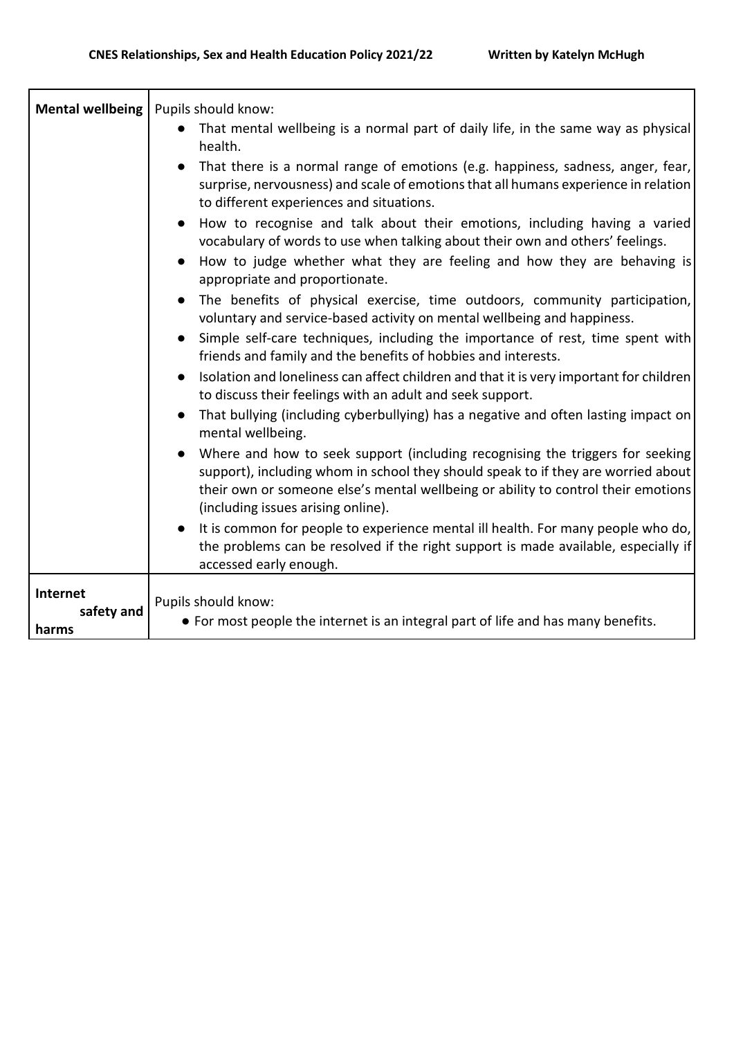| | |
|---|---|
| **Mental wellbeing** | Pupils should know:<br>● That mental wellbeing is a normal part of daily life, in the same way as physical health.<br>● That there is a normal range of emotions (e.g. happiness, sadness, anger, fear, surprise, nervousness) and scale of emotions that all humans experience in relation to different experiences and situations.<br>● How to recognise and talk about their emotions, including having a varied vocabulary of words to use when talking about their own and others' feelings.<br>● How to judge whether what they are feeling and how they are behaving is appropriate and proportionate.<br>● The benefits of physical exercise, time outdoors, community participation, voluntary and service-based activity on mental wellbeing and happiness.<br>● Simple self-care techniques, including the importance of rest, time spent with friends and family and the benefits of hobbies and interests.<br>● Isolation and loneliness can affect children and that it is very important for children to discuss their feelings with an adult and seek support.<br>● That bullying (including cyberbullying) has a negative and often lasting impact on mental wellbeing.<br>● Where and how to seek support (including recognising the triggers for seeking support), including whom in school they should speak to if they are worried about their own or someone else's mental wellbeing or ability to control their emotions (including issues arising online).<br>● It is common for people to experience mental ill health. For many people who do, the problems can be resolved if the right support is made available, especially if accessed early enough. |
| **Internet safety and harms** | Pupils should know:<br>● For most people the internet is an integral part of life and has many benefits. |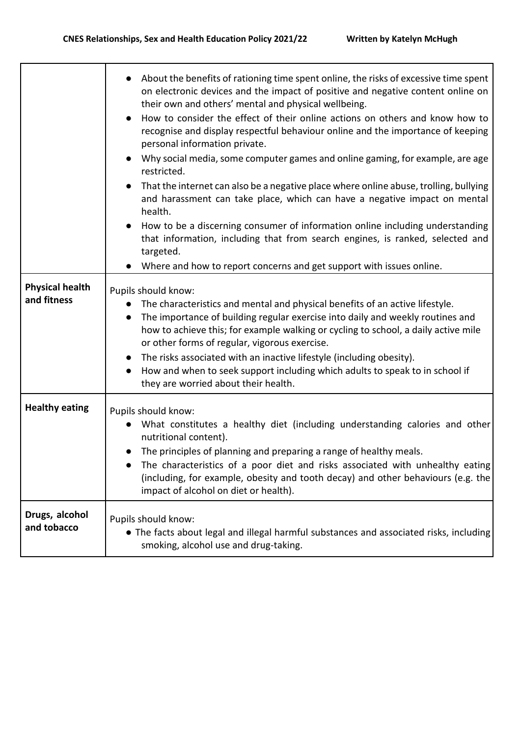| | |
|---|---|
| | <ul><li>About the benefits of rationing time spent online, the risks of excessive time spent on electronic devices and the impact of positive and negative content online on their own and others' mental and physical wellbeing.</li><li>How to consider the effect of their online actions on others and know how to recognise and display respectful behaviour online and the importance of keeping personal information private.</li><li>Why social media, some computer games and online gaming, for example, are age restricted.</li><li>That the internet can also be a negative place where online abuse, trolling, bullying and harassment can take place, which can have a negative impact on mental health.</li><li>How to be a discerning consumer of information online including understanding that information, including that from search engines, is ranked, selected and targeted.</li><li>Where and how to report concerns and get support with issues online.</li></ul> |
| **Physical health and fitness** | Pupils should know:<ul><li>The characteristics and mental and physical benefits of an active lifestyle.</li><li>The importance of building regular exercise into daily and weekly routines and how to achieve this; for example walking or cycling to school, a daily active mile or other forms of regular, vigorous exercise.</li><li>The risks associated with an inactive lifestyle (including obesity).</li><li>How and when to seek support including which adults to speak to in school if they are worried about their health.</li></ul> |
| **Healthy eating** | Pupils should know:<ul><li>What constitutes a healthy diet (including understanding calories and other nutritional content).</li><li>The principles of planning and preparing a range of healthy meals.</li><li>The characteristics of a poor diet and risks associated with unhealthy eating (including, for example, obesity and tooth decay) and other behaviours (e.g. the impact of alcohol on diet or health).</li></ul> |
| **Drugs, alcohol and tobacco** | Pupils should know:<ul><li>The facts about legal and illegal harmful substances and associated risks, including smoking, alcohol use and drug-taking.</li></ul> |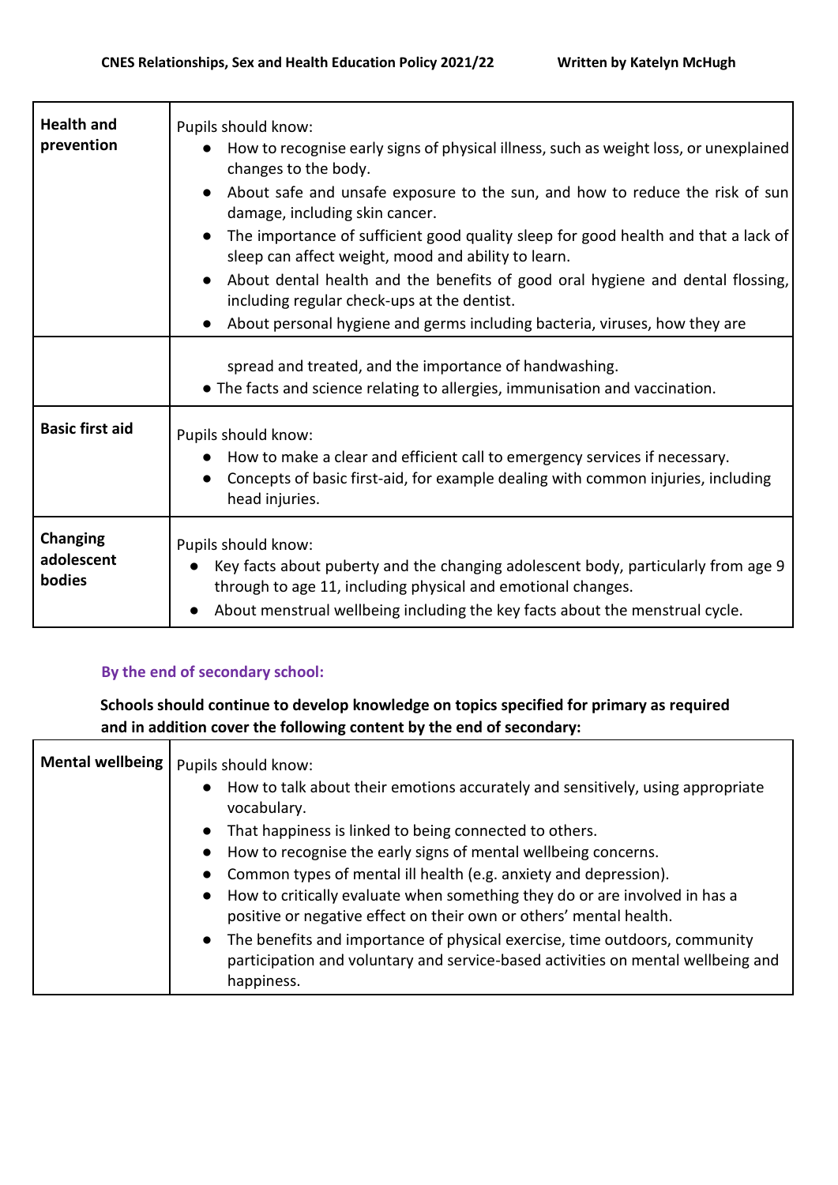| | |
|---|---|
| **Health and prevention** | Pupils should know:<br>● How to recognise early signs of physical illness, such as weight loss, or unexplained changes to the body.<br>● About safe and unsafe exposure to the sun, and how to reduce the risk of sun damage, including skin cancer.<br>● The importance of sufficient good quality sleep for good health and that a lack of sleep can affect weight, mood and ability to learn.<br>● About dental health and the benefits of good oral hygiene and dental flossing, including regular check-ups at the dentist.<br>● About personal hygiene and germs including bacteria, viruses, how they are spread and treated, and the importance of handwashing.<br>● The facts and science relating to allergies, immunisation and vaccination. |
| **Basic first aid** | Pupils should know:<br>● How to make a clear and efficient call to emergency services if necessary.<br>● Concepts of basic first-aid, for example dealing with common injuries, including head injuries. |
| **Changing adolescent bodies** | Pupils should know:<br>● Key facts about puberty and the changing adolescent body, particularly from age 9 through to age 11, including physical and emotional changes.<br>● About menstrual wellbeing including the key facts about the menstrual cycle. |

### By the end of secondary school:

**Schools should continue to develop knowledge on topics specified for primary as required and in addition cover the following content by the end of secondary:**

| | |
|---|---|
| **Mental wellbeing** | Pupils should know:<br>● How to talk about their emotions accurately and sensitively, using appropriate vocabulary.<br>● That happiness is linked to being connected to others.<br>● How to recognise the early signs of mental wellbeing concerns.<br>● Common types of mental ill health (e.g. anxiety and depression).<br>● How to critically evaluate when something they do or are involved in has a positive or negative effect on their own or others' mental health.<br>● The benefits and importance of physical exercise, time outdoors, community participation and voluntary and service-based activities on mental wellbeing and happiness. |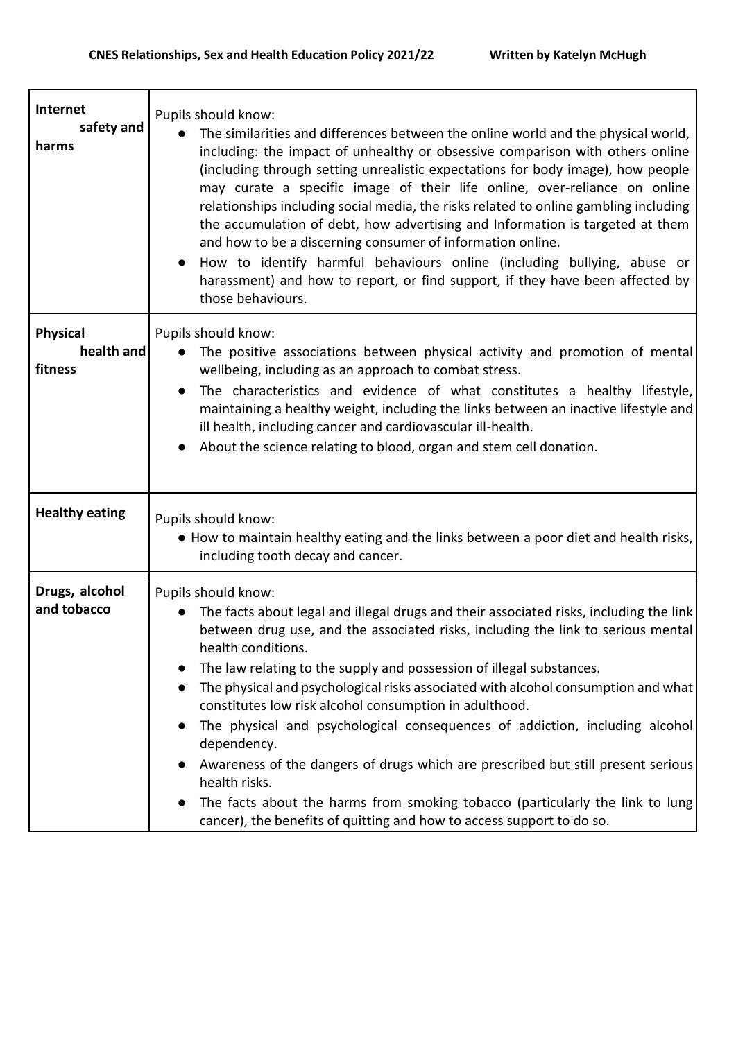| Internet safety and harms | Pupils should know:<br>● The similarities and differences between the online world and the physical world, including: the impact of unhealthy or obsessive comparison with others online (including through setting unrealistic expectations for body image), how people may curate a specific image of their life online, over-reliance on online relationships including social media, the risks related to online gambling including the accumulation of debt, how advertising and Information is targeted at them and how to be a discerning consumer of information online.<br>● How to identify harmful behaviours online (including bullying, abuse or harassment) and how to report, or find support, if they have been affected by those behaviours. |
|---|---|
| **Physical health and fitness** | Pupils should know:<br>● The positive associations between physical activity and promotion of mental wellbeing, including as an approach to combat stress.<br>● The characteristics and evidence of what constitutes a healthy lifestyle, maintaining a healthy weight, including the links between an inactive lifestyle and ill health, including cancer and cardiovascular ill-health.<br>● About the science relating to blood, organ and stem cell donation. |
| **Healthy eating** | Pupils should know:<br>● How to maintain healthy eating and the links between a poor diet and health risks, including tooth decay and cancer. |
| **Drugs, alcohol and tobacco** | Pupils should know:<br>● The facts about legal and illegal drugs and their associated risks, including the link between drug use, and the associated risks, including the link to serious mental health conditions.<br>● The law relating to the supply and possession of illegal substances.<br>● The physical and psychological risks associated with alcohol consumption and what constitutes low risk alcohol consumption in adulthood.<br>● The physical and psychological consequences of addiction, including alcohol dependency.<br>● Awareness of the dangers of drugs which are prescribed but still present serious health risks.<br>● The facts about the harms from smoking tobacco (particularly the link to lung cancer), the benefits of quitting and how to access support to do so. |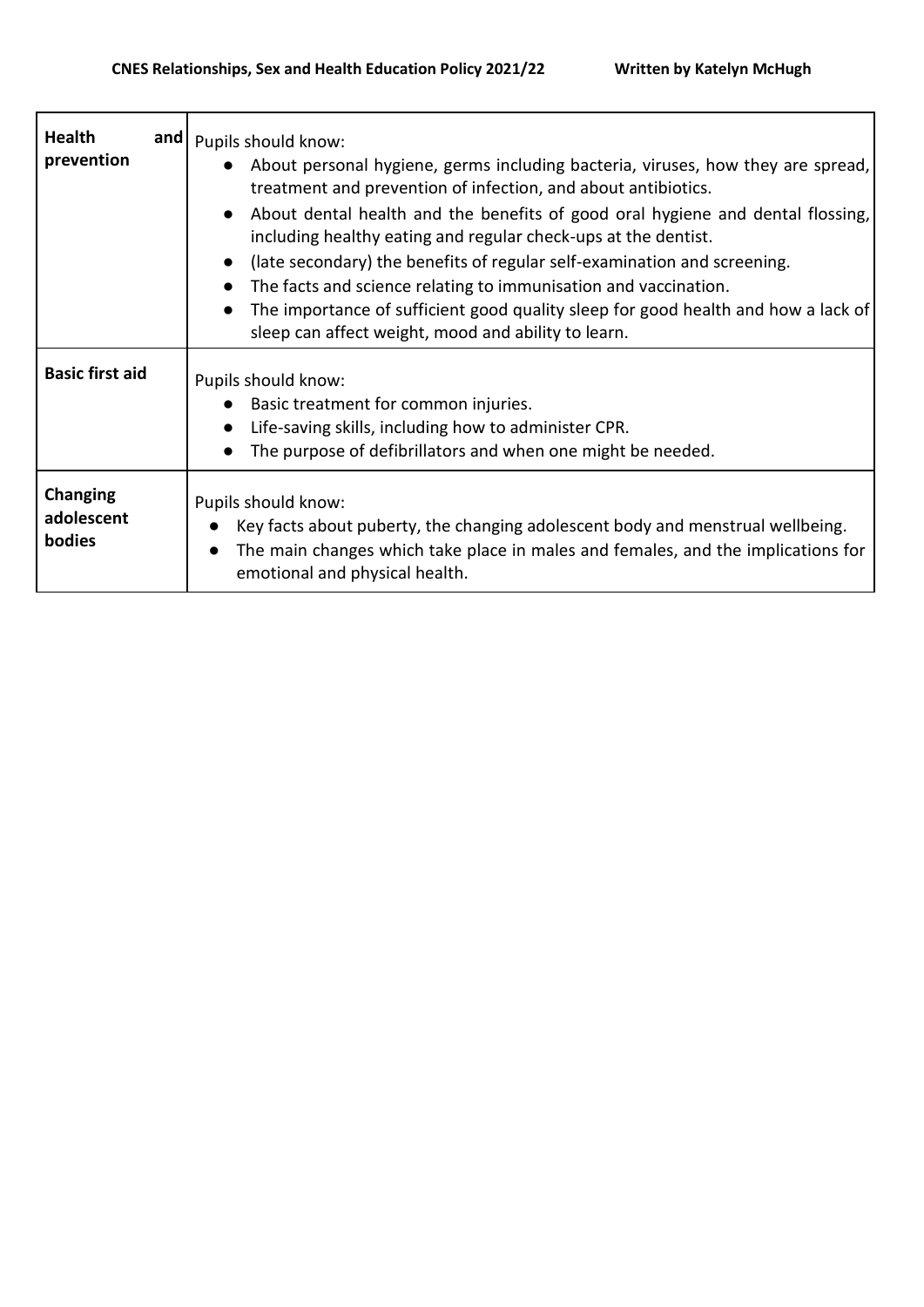| | |
|---|---|
| **Health and prevention** | Pupils should know:<br>● About personal hygiene, germs including bacteria, viruses, how they are spread, treatment and prevention of infection, and about antibiotics.<br>● About dental health and the benefits of good oral hygiene and dental flossing, including healthy eating and regular check-ups at the dentist.<br>● (late secondary) the benefits of regular self-examination and screening.<br>● The facts and science relating to immunisation and vaccination.<br>● The importance of sufficient good quality sleep for good health and how a lack of sleep can affect weight, mood and ability to learn. |
| **Basic first aid** | Pupils should know:<br>● Basic treatment for common injuries.<br>● Life-saving skills, including how to administer CPR.<br>● The purpose of defibrillators and when one might be needed. |
| **Changing adolescent bodies** | Pupils should know:<br>● Key facts about puberty, the changing adolescent body and menstrual wellbeing.<br>● The main changes which take place in males and females, and the implications for emotional and physical health. |